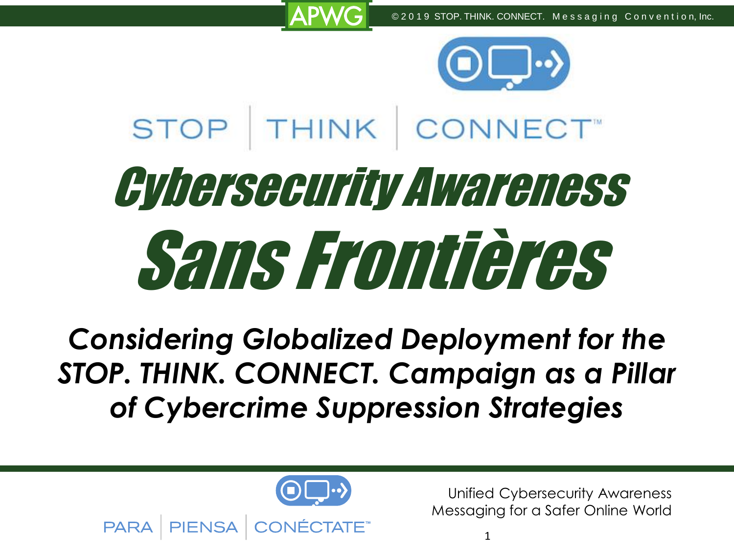APWG

© 2019 STOP. THINK. CONNECT. Messaging Convention, Inc.

STOP | THINK | CONNECT™

# Cybersecurity Awareness Sans Frontières

## *Considering Globalized Deployment for the STOP. THINK. CONNECT. Campaign as a Pillar of Cybercrime Suppression Strategies*

PARA | PIENSA | CONÉCTATE™

Unified Cybersecurity Awareness Messaging for a Safer Online World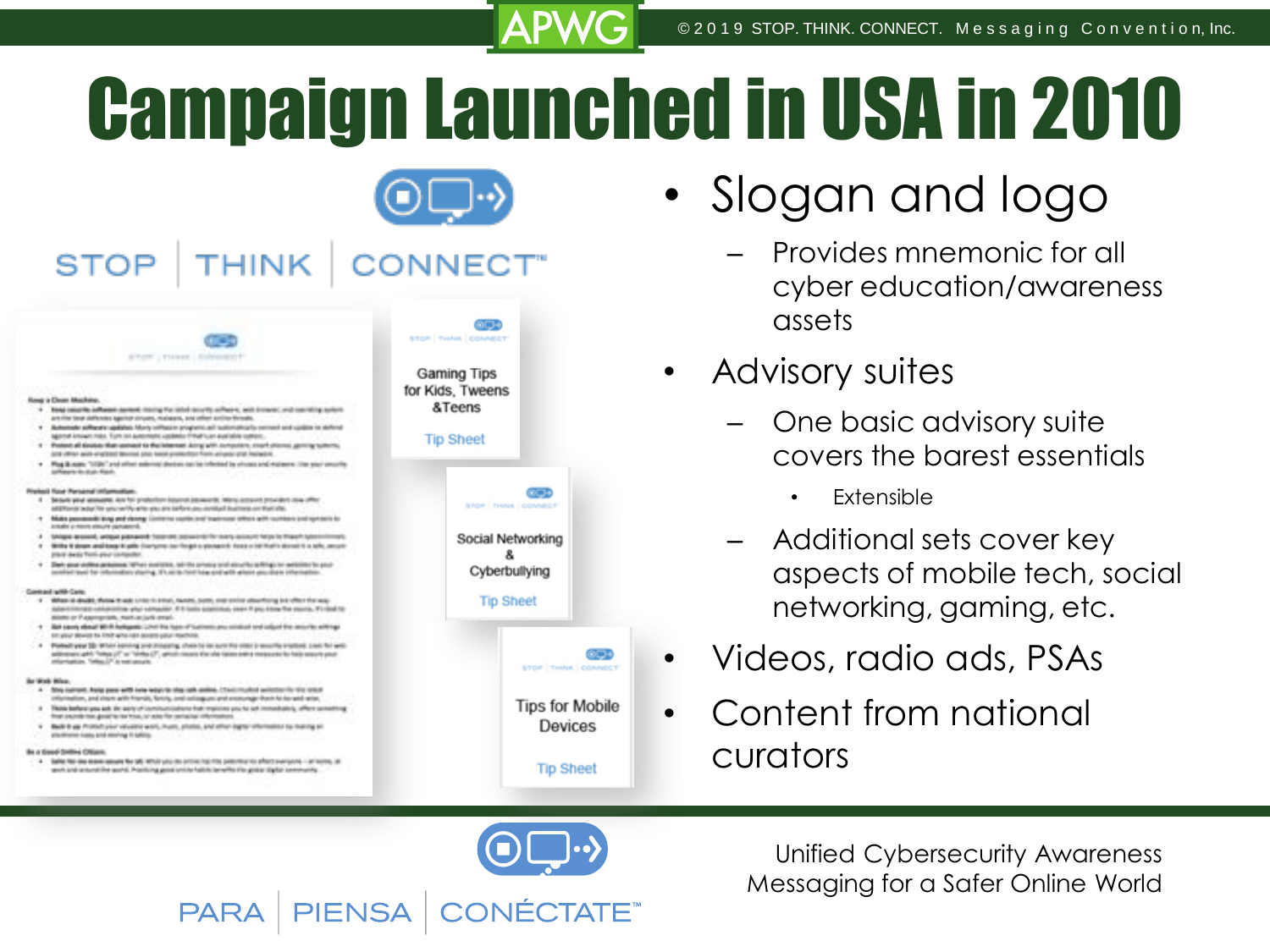# Campaign Launched in USA in 2010

STOP | THINK | CONNECT™

Gaming Tips for Kids, Tweens & Teens
Tip Sheet

Social Networking & Cyberbullying
Tip Sheet

Tips for Mobile Devices
Tip Sheet

- Slogan and logo
  - Provides mnemonic for all cyber education/awareness assets
- Advisory suites
  - One basic advisory suite covers the barest essentials
    - Extensible
  - Additional sets cover key aspects of mobile tech, social networking, gaming, etc.
- Videos, radio ads, PSAs
- Content from national curators

PARA | PIENSA | CONÉCTATE™

Unified Cybersecurity Awareness Messaging for a Safer Online World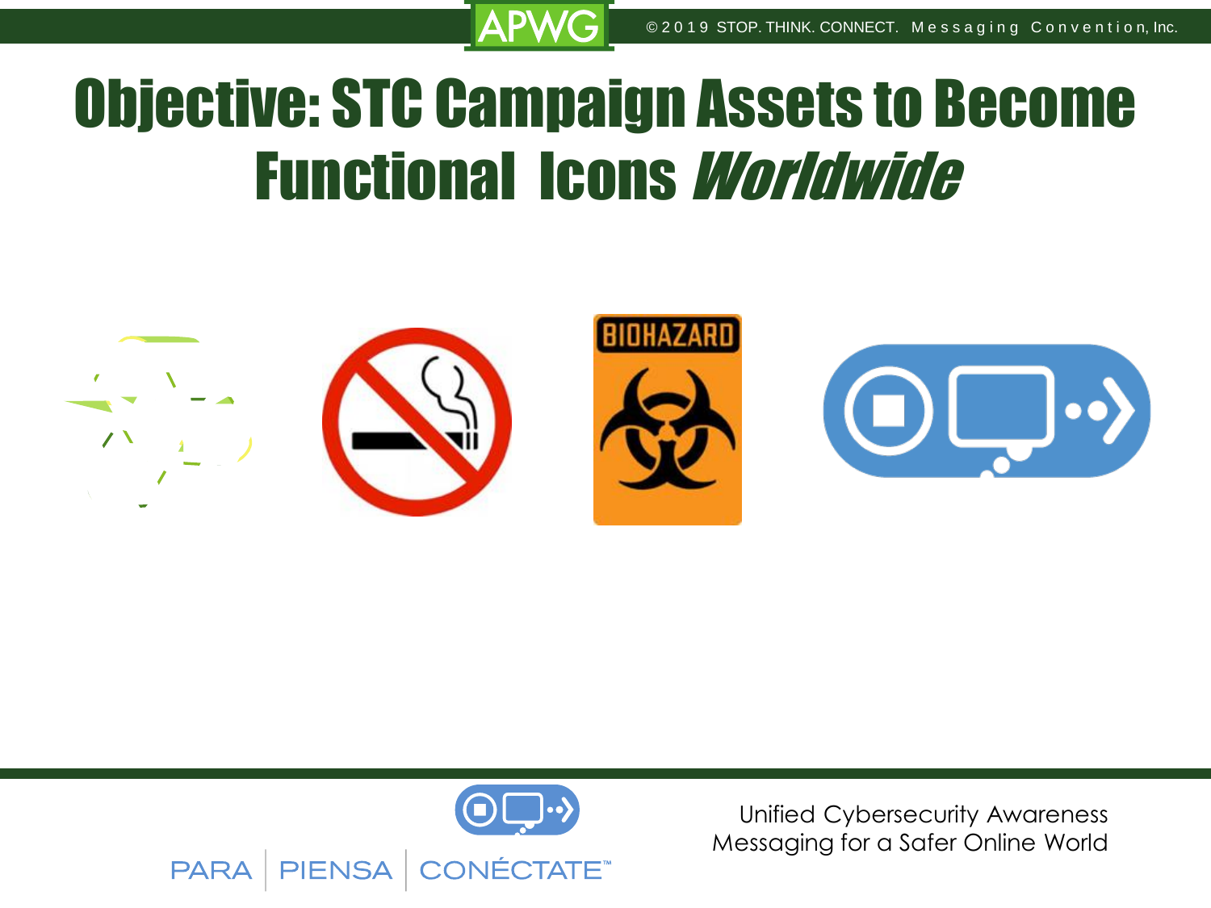# Objective: STC Campaign Assets to Become Functional Icons *Worldwide*

BIOHAZARD

PARA | PIENSA | CONÉCTATE™

Unified Cybersecurity Awareness Messaging for a Safer Online World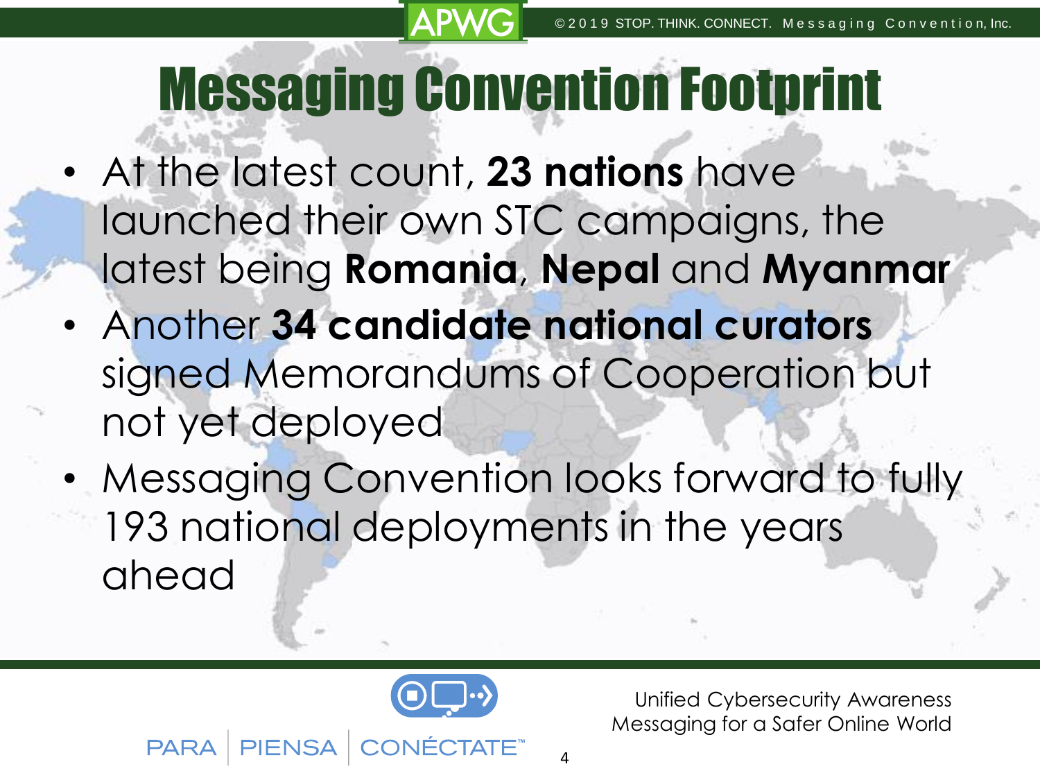# Messaging Convention Footprint

- At the latest count, **23 nations** have launched their own STC campaigns, the latest being **Romania**, **Nepal** and **Myanmar**
- Another **34 candidate national curators** signed Memorandums of Cooperation but not yet deployed
- Messaging Convention looks forward to fully 193 national deployments in the years ahead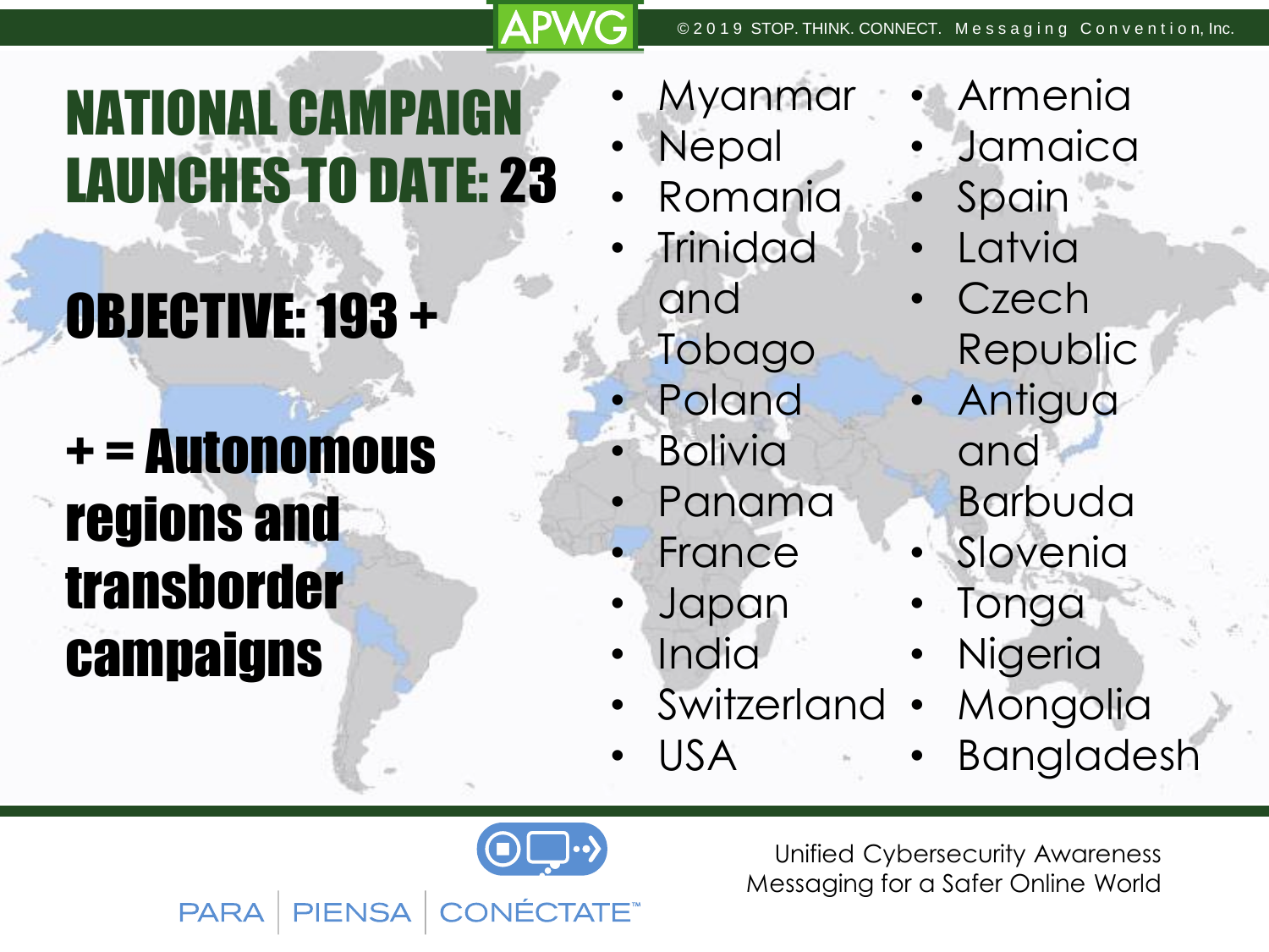# NATIONAL CAMPAIGN LAUNCHES TO DATE: 23

## OBJECTIVE: 193 +

**+ = Autonomous regions and transborder campaigns**

- Myanmar
- Nepal
- Romania
- Trinidad and Tobago
- Poland
- Bolivia
- Panama
- France
- Japan
- India
- Switzerland
- USA
- Armenia
- Jamaica
- Spain
- Latvia
- Czech Republic
- Antigua and Barbuda
- Slovenia
- Tonga
- Nigeria
- Mongolia
- Bangladesh

PARA | PIENSA | CONÉCTATE™

Unified Cybersecurity Awareness Messaging for a Safer Online World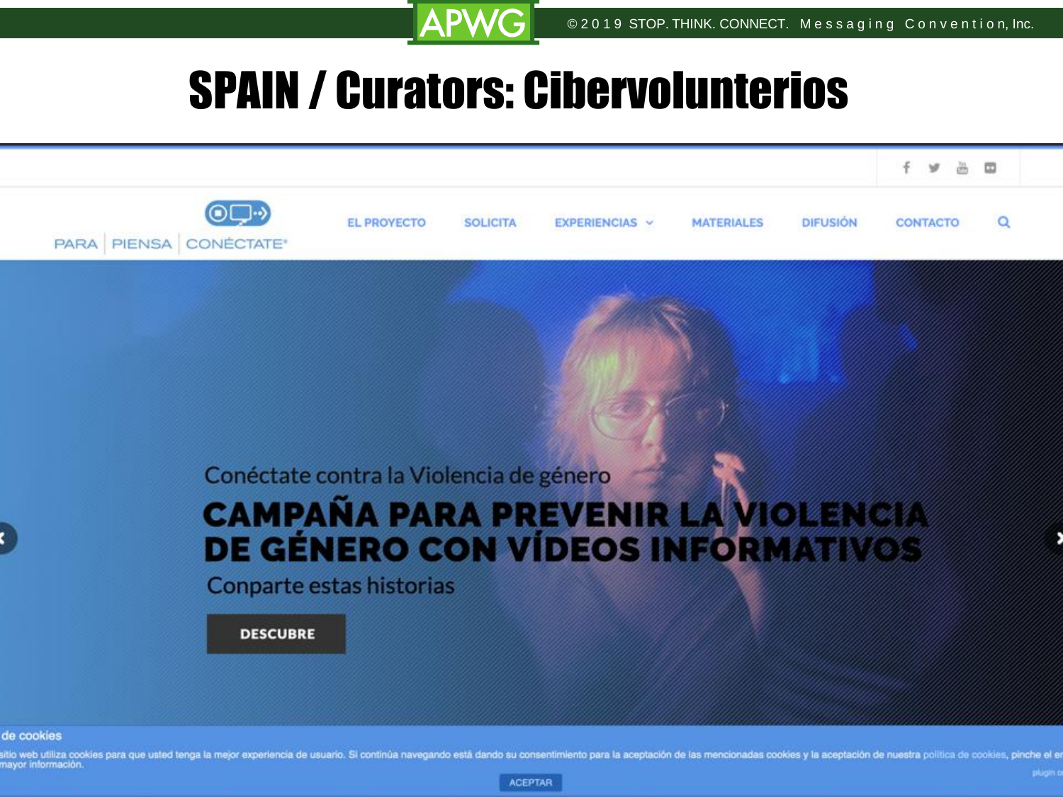# SPAIN / Curators: Cibervolunterios

PARA | PIENSA | CONÉCTATE®

EL PROYECTO SOLICITA EXPERIENCIAS MATERIALES DIFUSIÓN CONTACTO

Conéctate contra la Violencia de género

CAMPAÑA PARA PREVENIR LA VIOLENCIA DE GÉNERO CON VÍDEOS INFORMATIVOS

Conparte estas historias

DESCUBRE

de cookies

sitio web utiliza cookies para que usted tenga la mejor experiencia de usuario. Si continúa navegando está dando su consentimiento para la aceptación de las mencionadas cookies y la aceptación de nuestra política de cookies, pinche el en mayor información.

ACEPTAR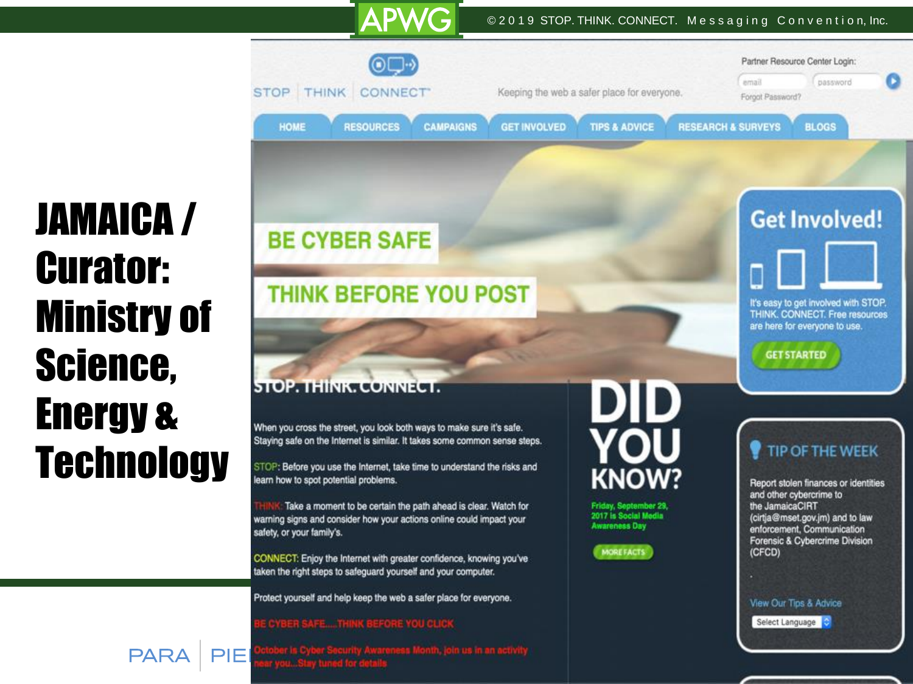# JAMAICA / Curator: Ministry of Science, Energy & Technology

STOP | THINK | CONNECT

Keeping the web a safer place for everyone.

Partner Resource Center Login:

email | password

Forgot Password?

HOME | RESOURCES | CAMPAIGNS | GET INVOLVED | TIPS & ADVICE | RESEARCH & SURVEYS | BLOGS

BE CYBER SAFE

THINK BEFORE YOU POST

## STOP. THINK. CONNECT.

When you cross the street, you look both ways to make sure it's safe. Staying safe on the Internet is similar. It takes some common sense steps.

STOP: Before you use the Internet, take time to understand the risks and learn how to spot potential problems.

THINK: Take a moment to be certain the path ahead is clear. Watch for warning signs and consider how your actions online could impact your safety, or your family's.

CONNECT: Enjoy the Internet with greater confidence, knowing you've taken the right steps to safeguard yourself and your computer.

Protect yourself and help keep the web a safer place for everyone.

BE CYBER SAFE....THINK BEFORE YOU CLICK

October is Cyber Security Awareness Month, join us in an activity near you...Stay tuned for details

## DID YOU KNOW?

Friday, September 29, 2017 is Social Media Awareness Day

MORE FACTS

## Get Involved!

It's easy to get involved with STOP. THINK. CONNECT. Free resources are here for everyone to use.

GET STARTED

## TIP OF THE WEEK

Report stolen finances or identities and other cybercrime to the JamaicaCIRT (cirtja@mset.gov.jm) and to law enforcement, Communication Forensic & Cybercrime Division (CFCD)

View Our Tips & Advice

Select Language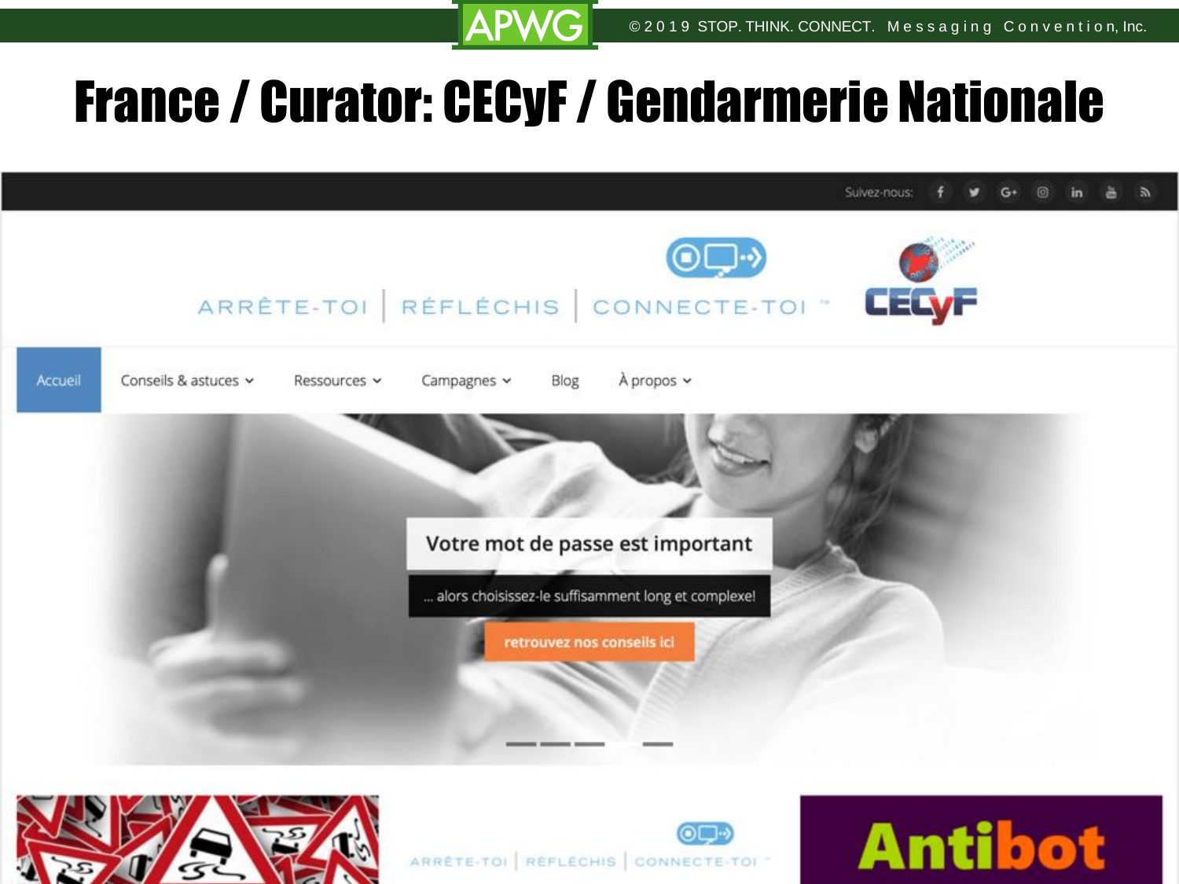# France / Curator: CECyF / Gendarmerie Nationale

Suivez-nous:

ARRÊTE-TOI | RÉFLÉCHIS | CONNECTE-TOI ™

CECyF

Accueil · Conseils & astuces · Ressources · Campagnes · Blog · À propos

Votre mot de passe est important

... alors choisissez-le suffisamment long et complexe!

retrouvez nos conseils ici

ARRÊTE-TOI | RÉFLÉCHIS | CONNECTE-TOI ™

Antibot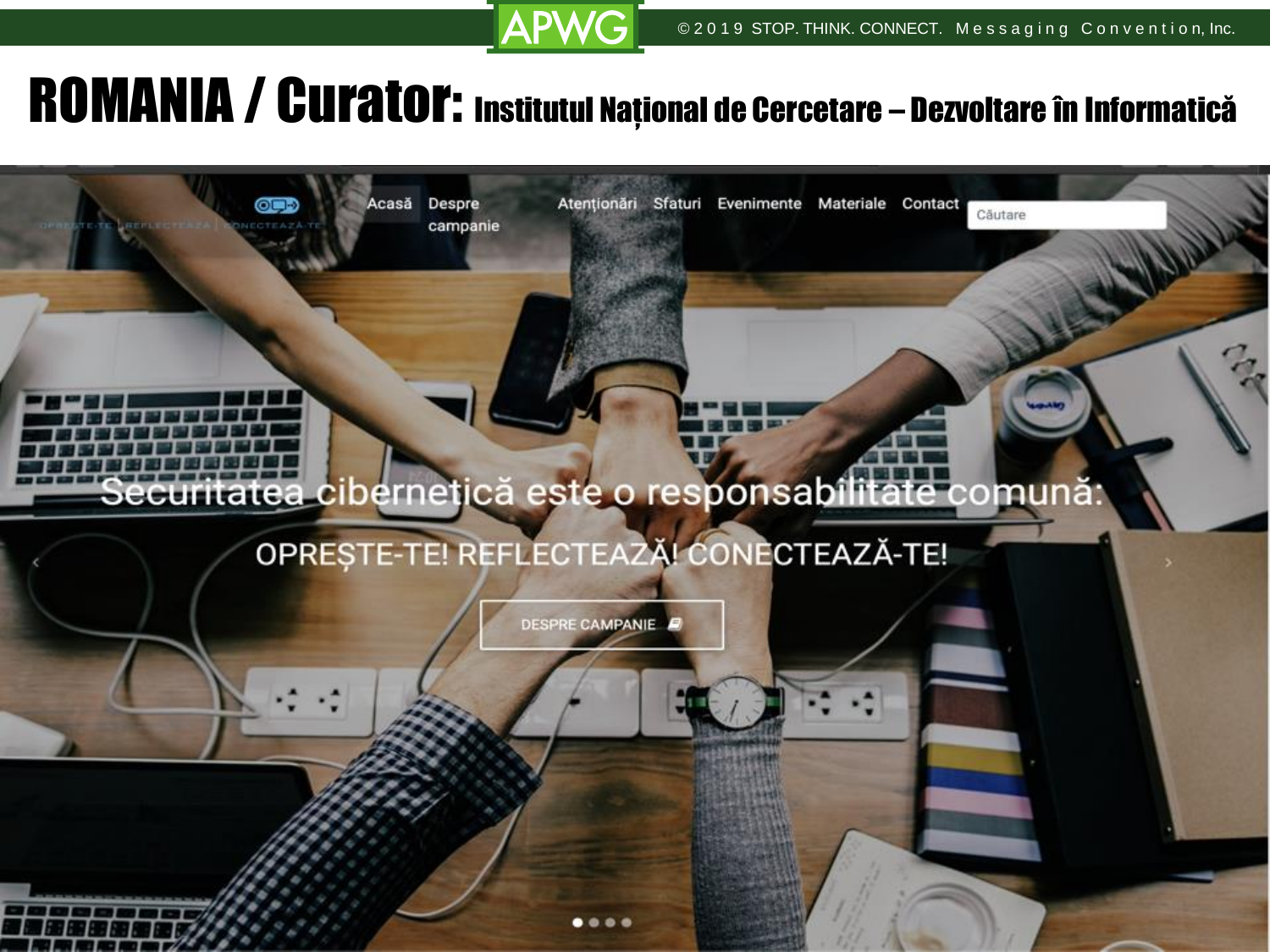# ROMANIA / Curator: Institutul Național de Cercetare – Dezvoltare în Informatică

Acasă | Despre campanie | Atenționări | Sfaturi | Evenimente | Materiale | Contact

Căutare

Securitatea cibernetică este o responsabilitate comună:

OPREȘTE-TE! REFLECTEAZĂ! CONECTEAZĂ-TE!

DESPRE CAMPANIE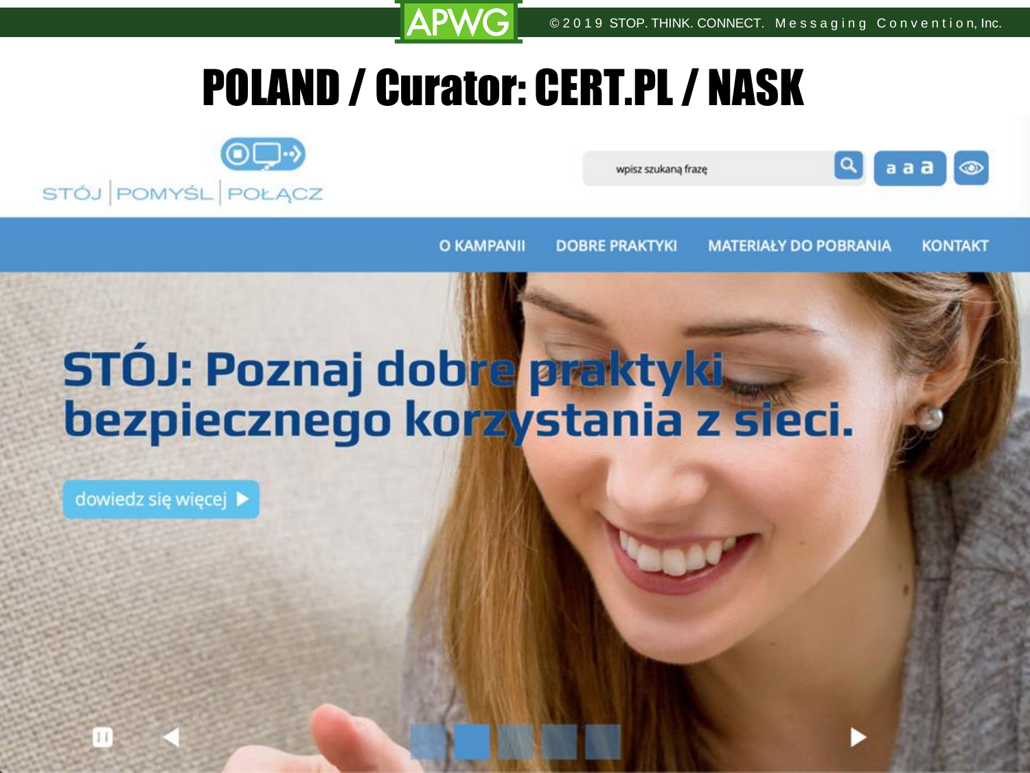# POLAND / Curator: CERT.PL / NASK

STÓJ | POMYŚL | POŁĄCZ

wpisz szukaną frazę

O KAMPANII DOBRE PRAKTYKI MATERIAŁY DO POBRANIA KONTAKT

STÓJ: Poznaj dobre praktyki bezpiecznego korzystania z sieci.

dowiedz się więcej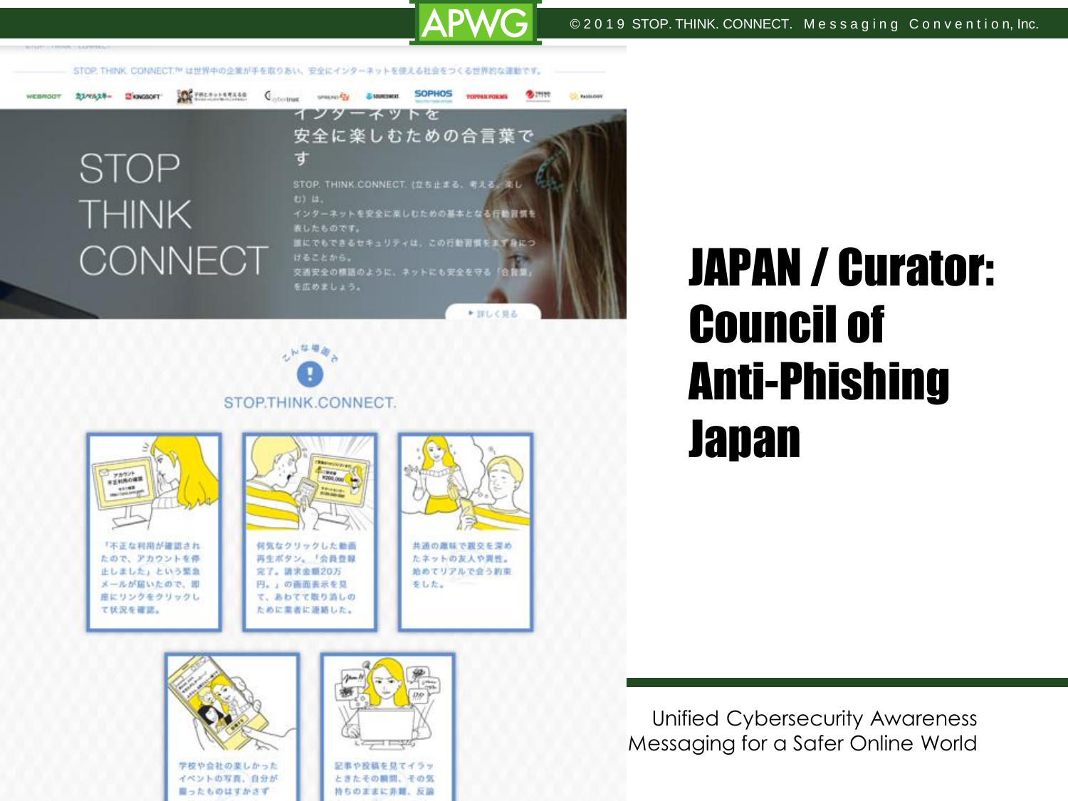# JAPAN / Curator: Council of Anti-Phishing Japan

STOP. THINK. CONNECT.™ は世界中の企業が手を取りあい、安全にインターネットを使える社会をつくる世界的な運動です。

STOP THINK CONNECT

インターネットを安全に楽しむための合言葉です

STOP. THINK. CONNECT.（立ち止まる、考える、楽しむ）は、インターネットを安全に楽しむための基本となる行動習慣を表したものです。誰にでもできるセキュリティは、この行動習慣をまず身につけることから。交通安全の標語のように、ネットにも安全を守る「合言葉」を広めましょう。

▸ 詳しく見る

こんな場面で

STOP.THINK.CONNECT.

「不正な利用が確認されたので、アカウントを停止しました」という緊急メールが届いたので、即座にリンクをクリックして状況を確認。

何気なくクリックした動画再生ボタン。「会員登録完了。請求金額20万円。」の画面表示を見て、あわてて取り消しのために業者に連絡した。

共通の趣味で親交を深めたネットの友人や異性。始めてリアルで会う約束をした。

学校や会社の楽しかったイベントの写真、自分が撮ったものはすかさず

記事や投稿を見てイラッときたその瞬間、その気持ちのままに非難、反論

Unified Cybersecurity Awareness Messaging for a Safer Online World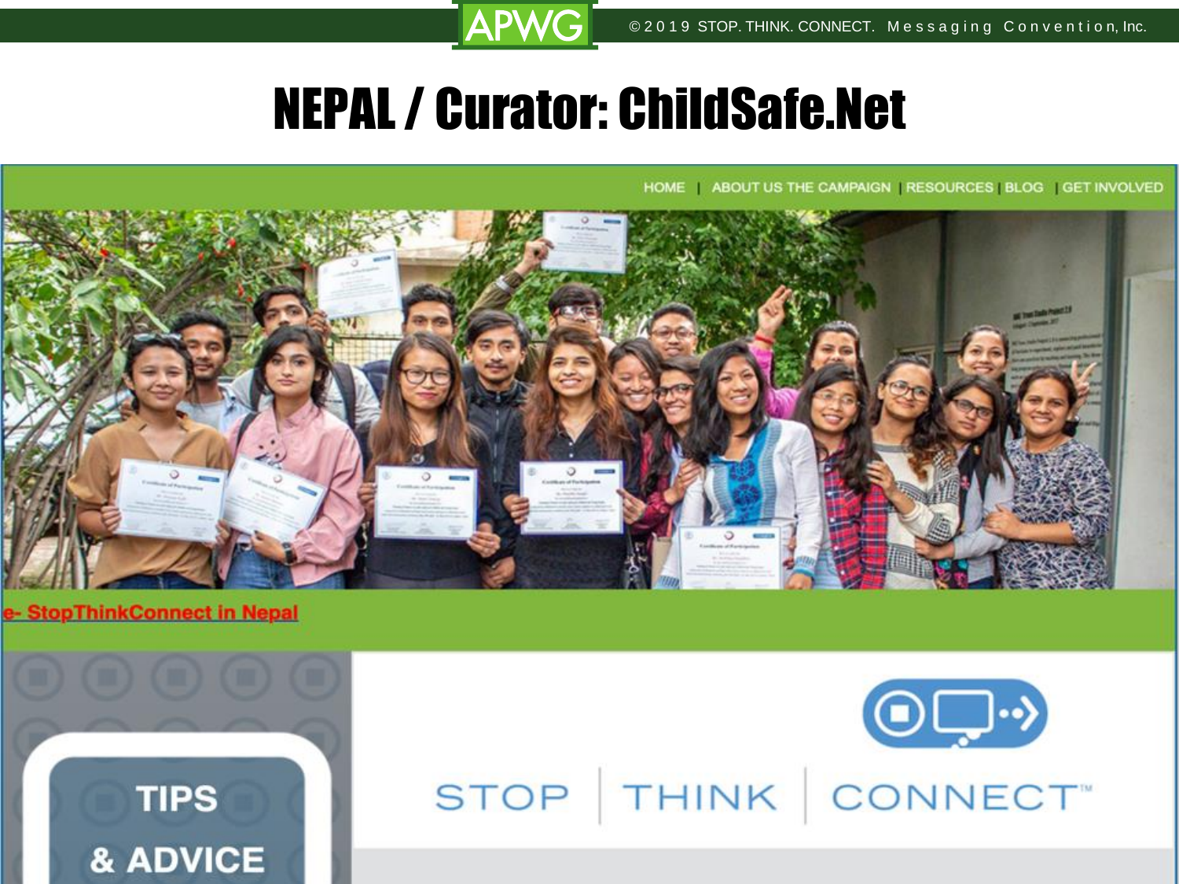# NEPAL / Curator: ChildSafe.Net

HOME | ABOUT US THE CAMPAIGN | RESOURCES | BLOG | GET INVOLVED

e- StopThinkConnect in Nepal

TIPS & ADVICE

STOP | THINK | CONNECT™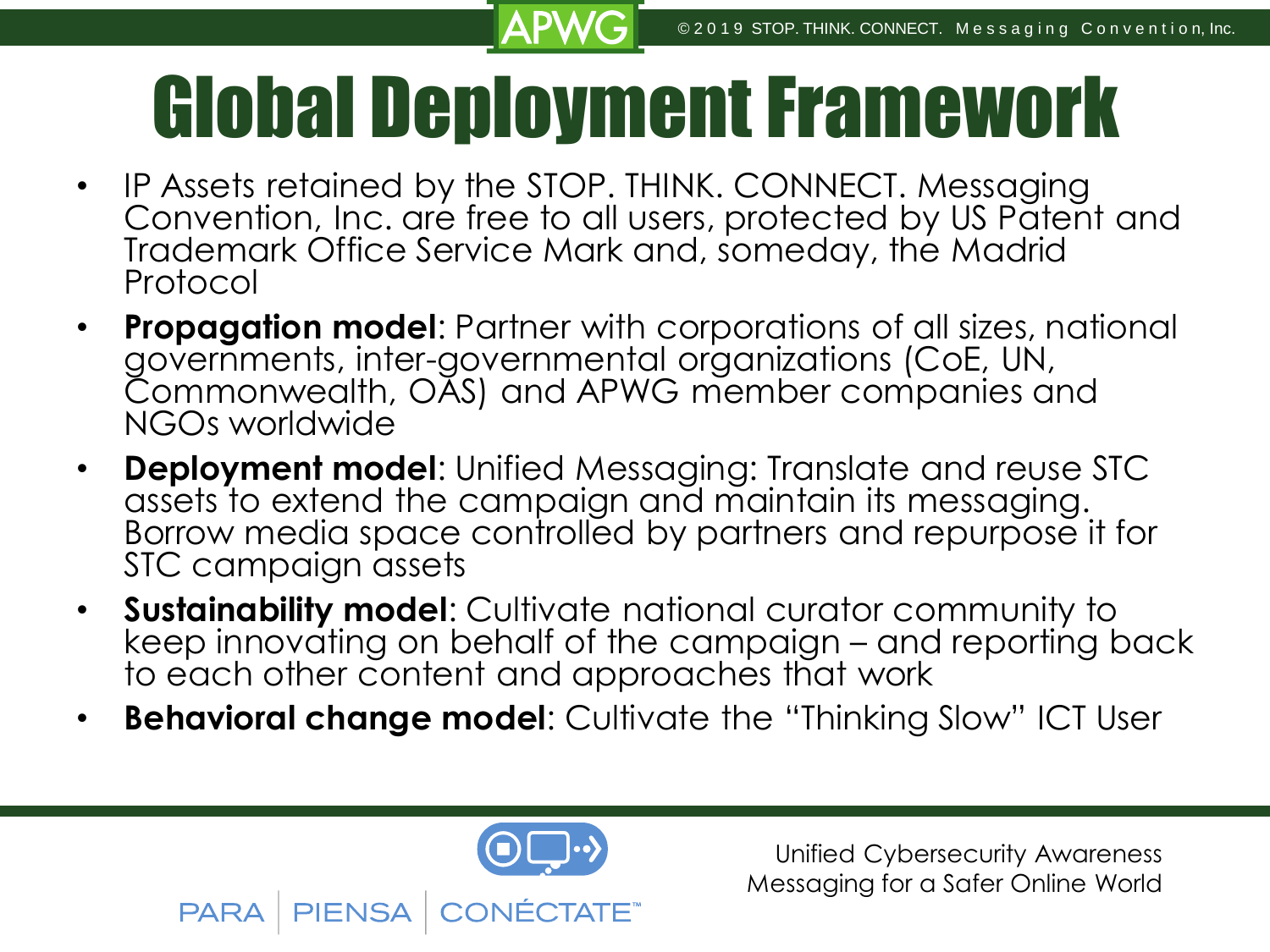# Global Deployment Framework

- IP Assets retained by the STOP. THINK. CONNECT. Messaging Convention, Inc. are free to all users, protected by US Patent and Trademark Office Service Mark and, someday, the Madrid Protocol
- **Propagation model**: Partner with corporations of all sizes, national governments, inter-governmental organizations (CoE, UN, Commonwealth, OAS) and APWG member companies and NGOs worldwide
- **Deployment model**: Unified Messaging: Translate and reuse STC assets to extend the campaign and maintain its messaging. Borrow media space controlled by partners and repurpose it for STC campaign assets
- **Sustainability model**: Cultivate national curator community to keep innovating on behalf of the campaign – and reporting back to each other content and approaches that work
- **Behavioral change model**: Cultivate the "Thinking Slow" ICT User

PARA | PIENSA | CONÉCTATE™

Unified Cybersecurity Awareness Messaging for a Safer Online World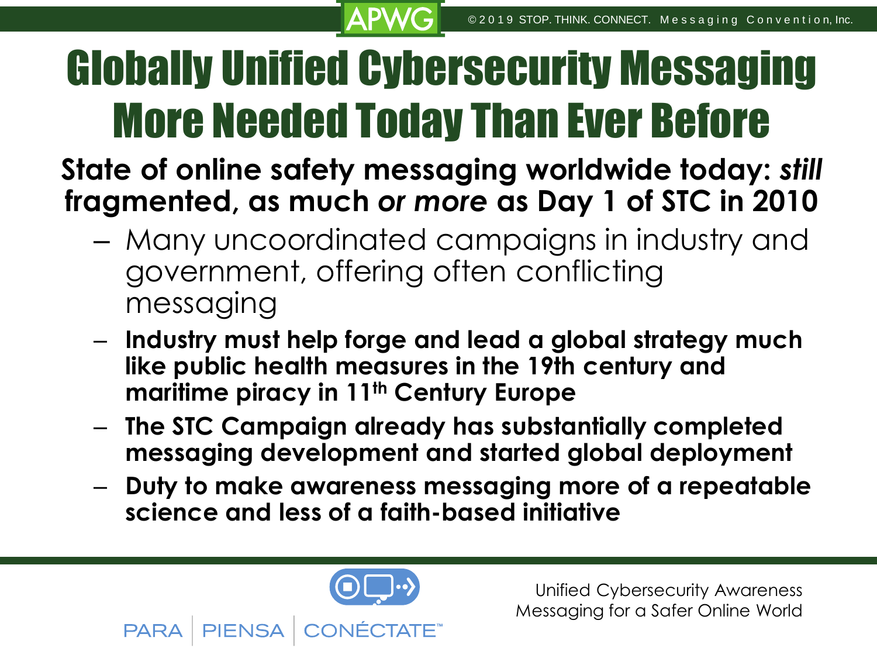# Globally Unified Cybersecurity Messaging More Needed Today Than Ever Before

**State of online safety messaging worldwide today: *still* fragmented, as much *or more* as Day 1 of STC in 2010**

- Many uncoordinated campaigns in industry and government, offering often conflicting messaging
- **Industry must help forge and lead a global strategy much like public health measures in the 19th century and maritime piracy in 11th Century Europe**
- **The STC Campaign already has substantially completed messaging development and started global deployment**
- **Duty to make awareness messaging more of a repeatable science and less of a faith-based initiative**

PARA | PIENSA | CONÉCTATE™

Unified Cybersecurity Awareness Messaging for a Safer Online World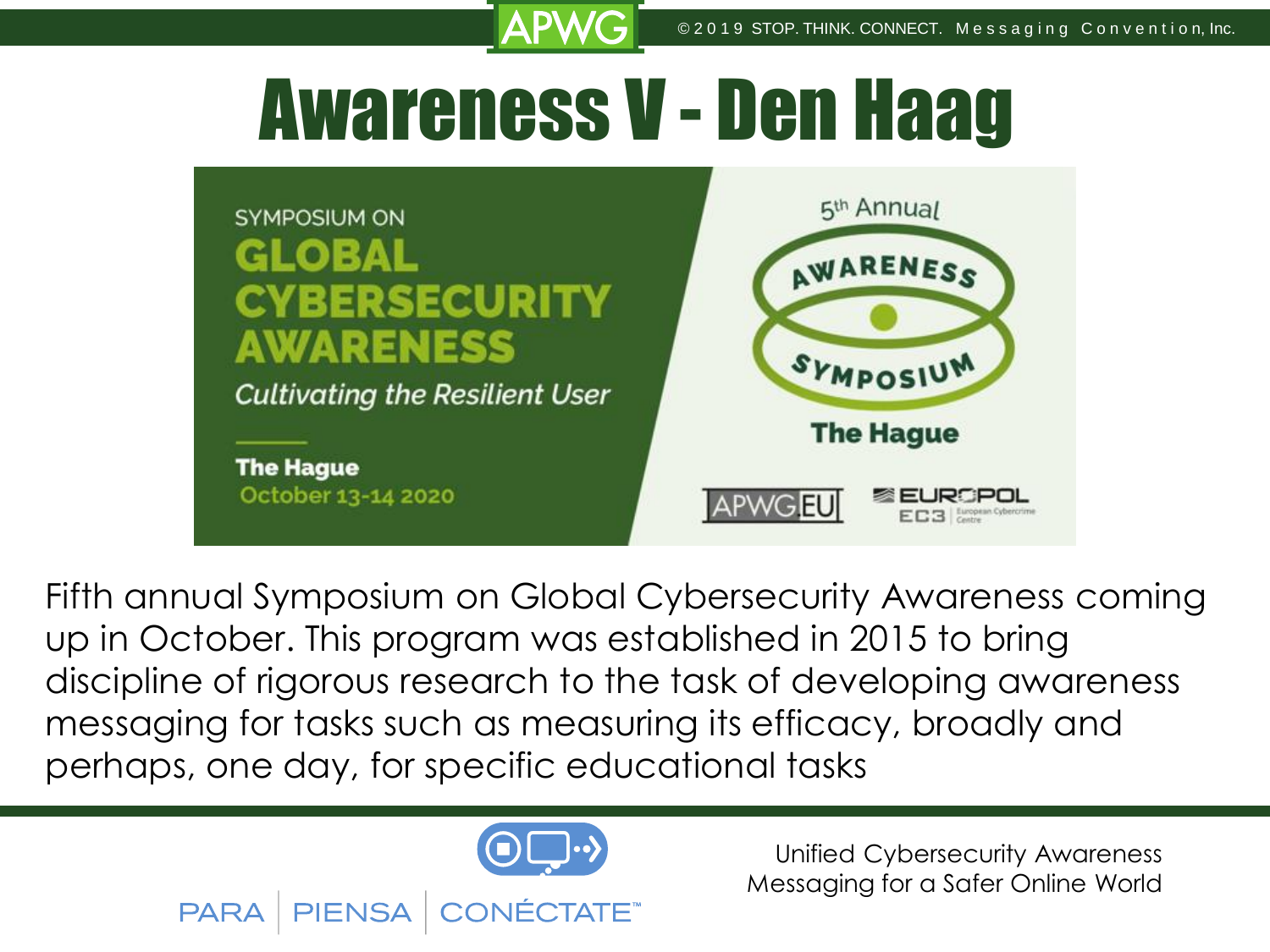# Awareness V - Den Haag

SYMPOSIUM ON
**GLOBAL CYBERSECURITY AWARENESS**
*Cultivating the Resilient User*

**The Hague**
October 13-14 2020

5th Annual
AWARENESS SYMPOSIUM
**The Hague**

APWG.EU EUROPOL EC3 European Cybercrime Centre

Fifth annual Symposium on Global Cybersecurity Awareness coming up in October. This program was established in 2015 to bring discipline of rigorous research to the task of developing awareness messaging for tasks such as measuring its efficacy, broadly and perhaps, one day, for specific educational tasks

PARA | PIENSA | CONÉCTATE™

Unified Cybersecurity Awareness Messaging for a Safer Online World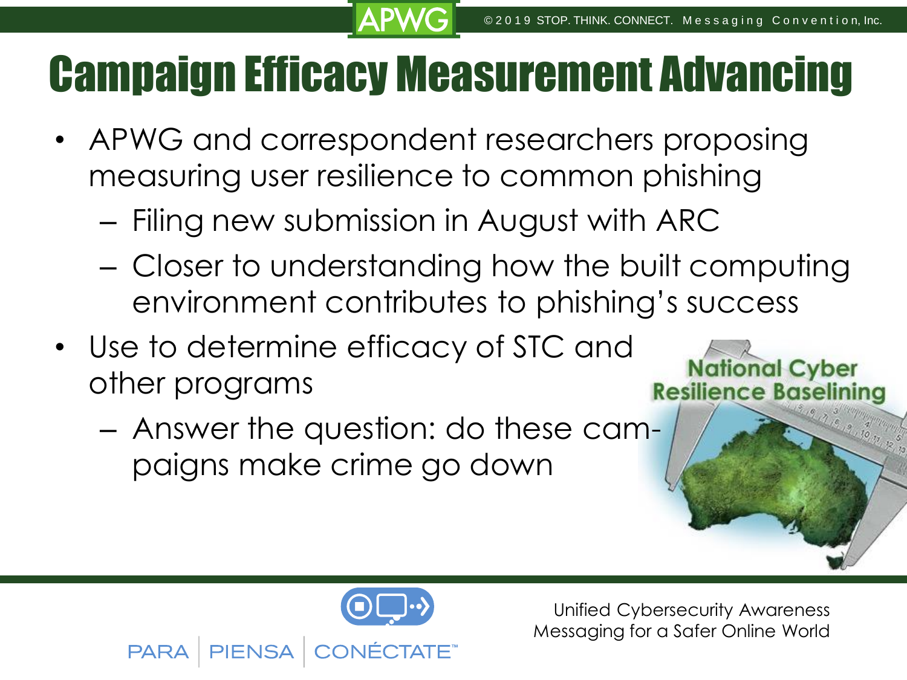# Campaign Efficacy Measurement Advancing

- APWG and correspondent researchers proposing measuring user resilience to common phishing
  - Filing new submission in August with ARC
  - Closer to understanding how the built computing environment contributes to phishing's success
- Use to determine efficacy of STC and other programs
  - Answer the question: do these campaigns make crime go down

National Cyber Resilience Baselining

Unified Cybersecurity Awareness Messaging for a Safer Online World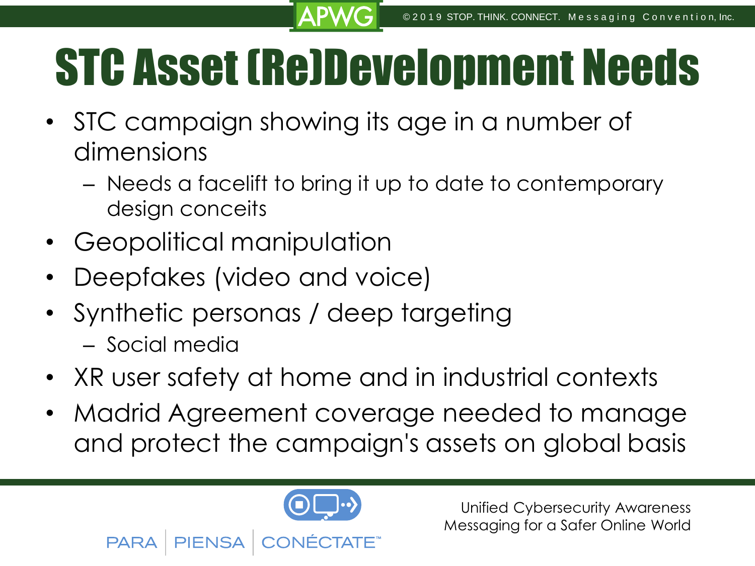# STC Asset (Re)Development Needs

- STC campaign showing its age in a number of dimensions
  - Needs a facelift to bring it up to date to contemporary design conceits
- Geopolitical manipulation
- Deepfakes (video and voice)
- Synthetic personas / deep targeting
  - Social media
- XR user safety at home and in industrial contexts
- Madrid Agreement coverage needed to manage and protect the campaign's assets on global basis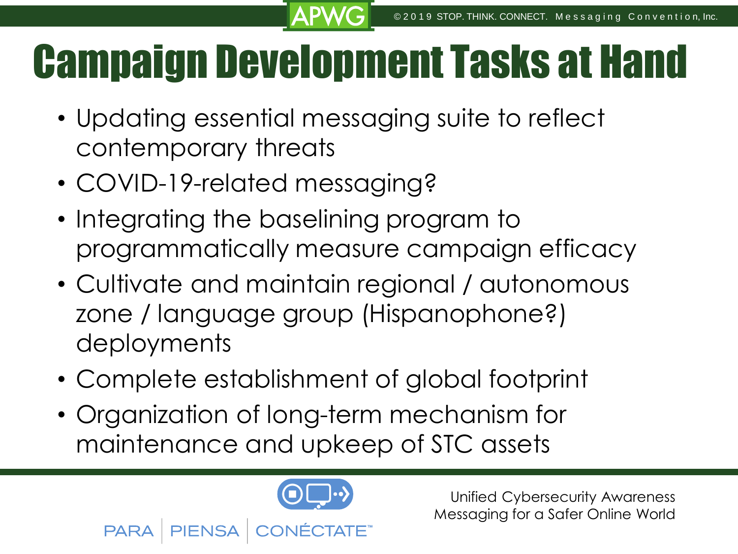# Campaign Development Tasks at Hand

- Updating essential messaging suite to reflect contemporary threats
- COVID-19-related messaging?
- Integrating the baselining program to programmatically measure campaign efficacy
- Cultivate and maintain regional / autonomous zone / language group (Hispanophone?) deployments
- Complete establishment of global footprint
- Organization of long-term mechanism for maintenance and upkeep of STC assets

PARA | PIENSA | CONÉCTATE™

Unified Cybersecurity Awareness Messaging for a Safer Online World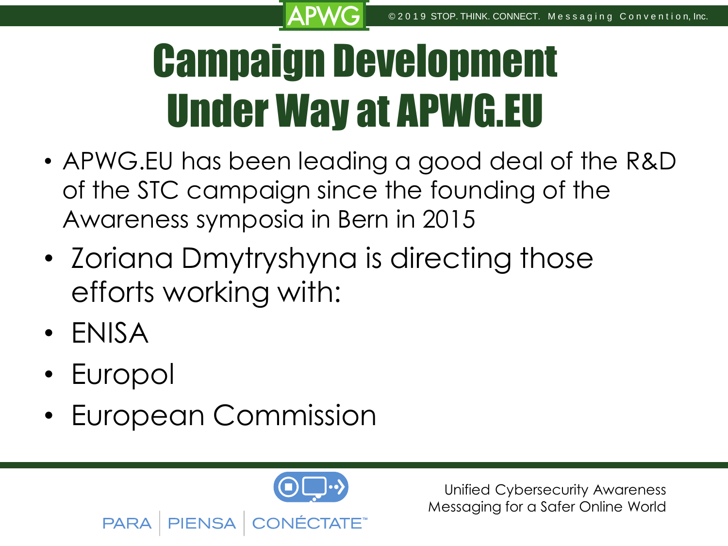# Campaign Development Under Way at APWG.EU

- APWG.EU has been leading a good deal of the R&D of the STC campaign since the founding of the Awareness symposia in Bern in 2015
- Zoriana Dmytryshyna is directing those efforts working with:
- ENISA
- Europol
- European Commission

PARA | PIENSA | CONÉCTATE™

Unified Cybersecurity Awareness Messaging for a Safer Online World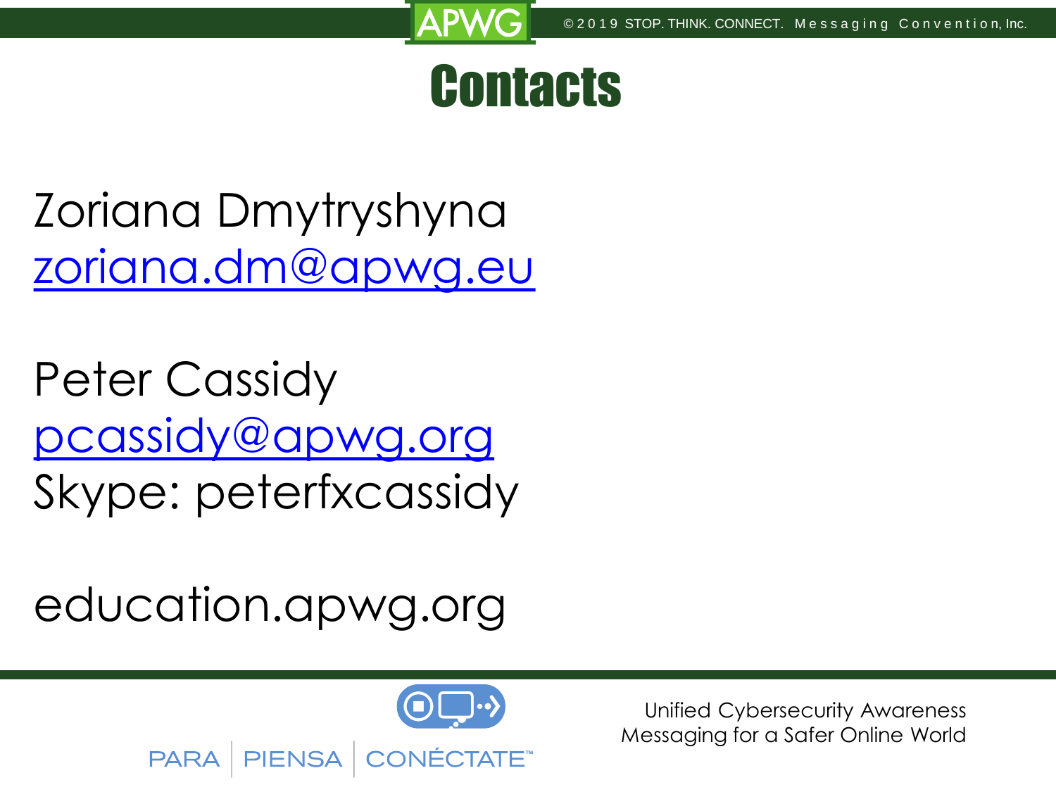# Contacts

Zoriana Dmytryshyna
zoriana.dm@apwg.eu

Peter Cassidy
pcassidy@apwg.org
Skype: peterfxcassidy

education.apwg.org